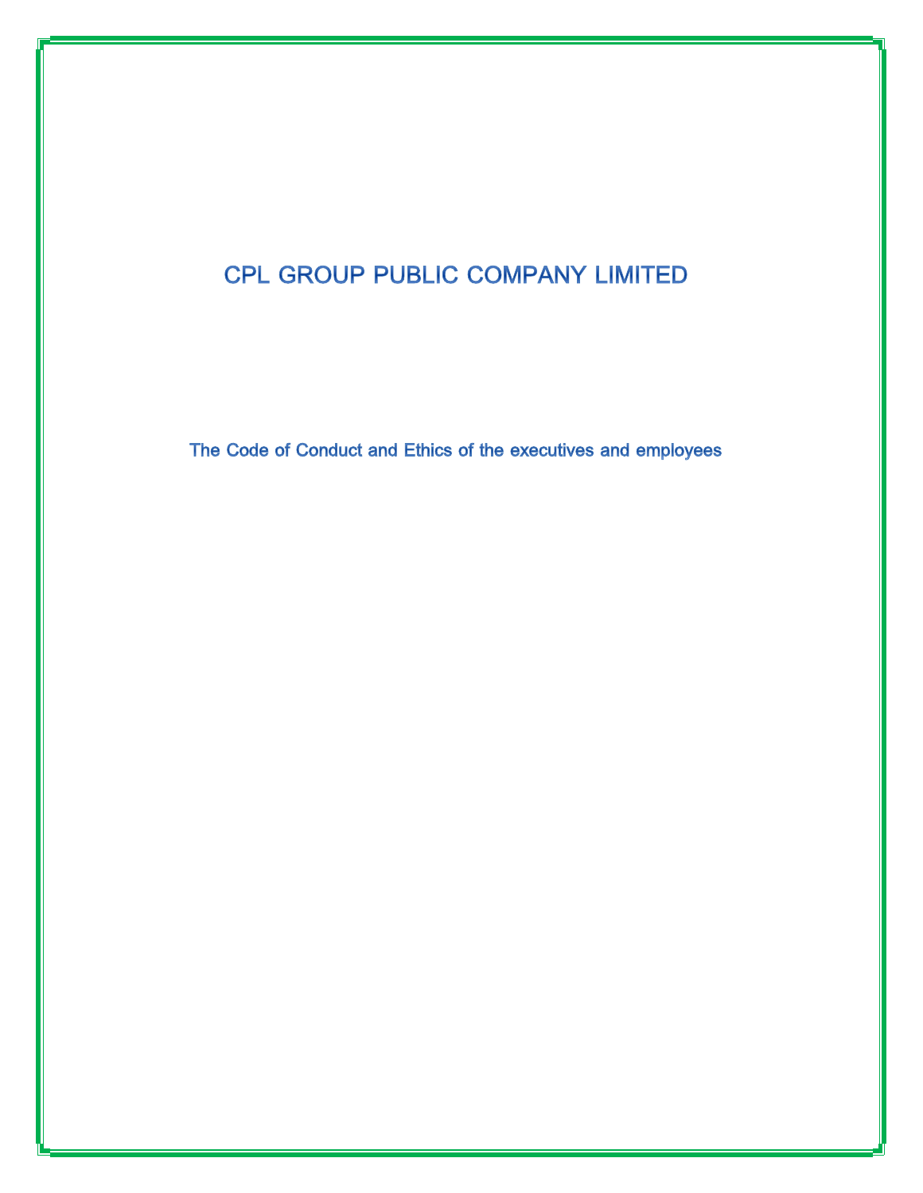# CPL GROUP PUBLIC COMPANY LIMITED

## The Code of Conduct and Ethics of the executives and employees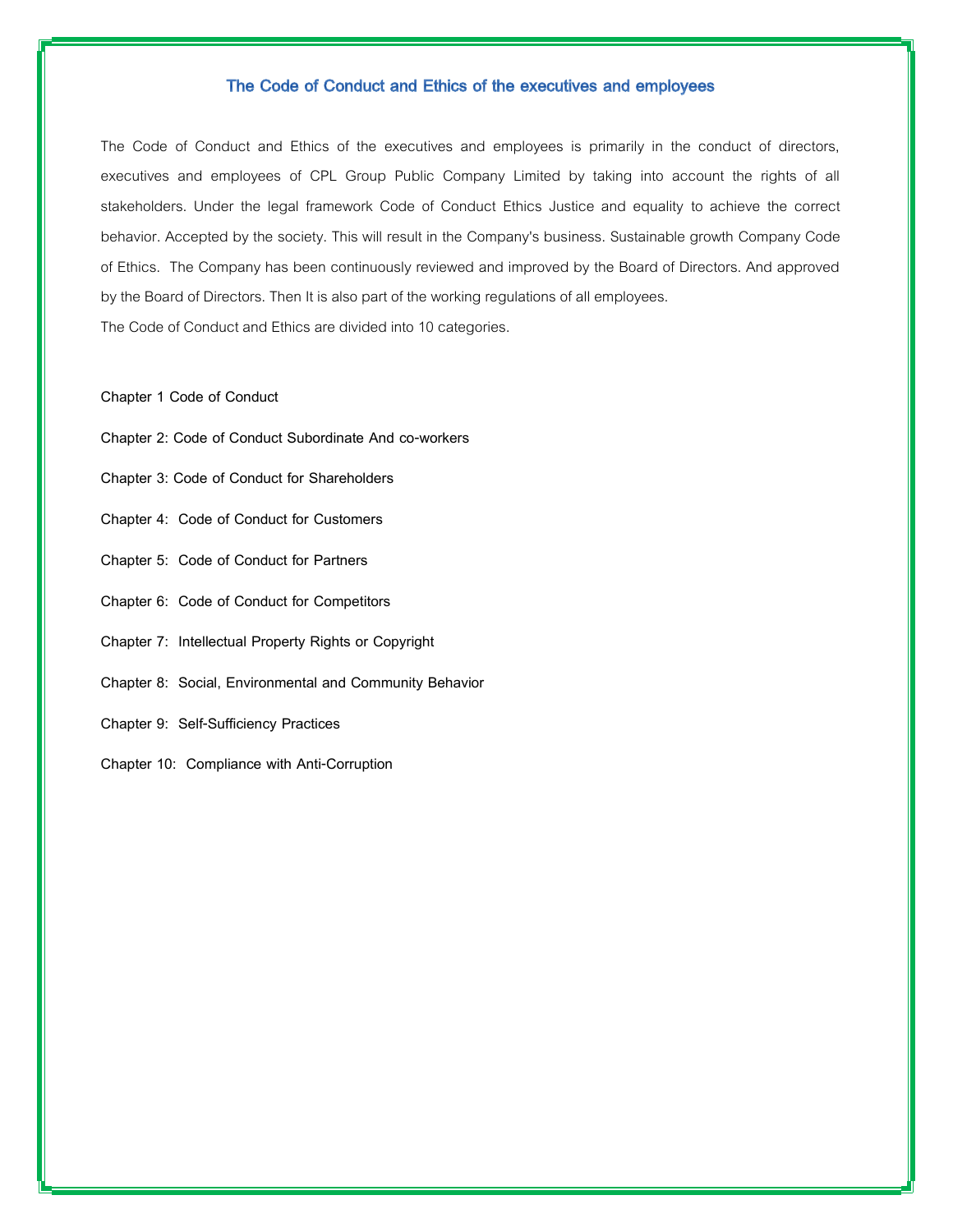# The Code of Conduct and Ethics of the executives and employees

The Code of Conduct and Ethics of the executives and employees is primarily in the conduct of directors, executives and employees of CPL Group Public Company Limited by taking into account the rights of all stakeholders. Under the legal framework Code of Conduct Ethics Justice and equality to achieve the correct behavior. Accepted by the society. This will result in the Company's business. Sustainable growth Company Code of Ethics. The Company has been continuously reviewed and improved by the Board of Directors. And approved by the Board of Directors. Then It is also part of the working regulations of all employees.

The Code of Conduct and Ethics are divided into 10 categories.

Chapter 1 Code of Conduct

Chapter 2: Code of Conduct Subordinate And co-workers

Chapter 3: Code of Conduct for Shareholders

Chapter 4: Code of Conduct for Customers

Chapter 5: Code of Conduct for Partners

Chapter 6: Code of Conduct for Competitors

Chapter 7: Intellectual Property Rights or Copyright

Chapter 8: Social, Environmental and Community Behavior

Chapter 9: Self-Sufficiency Practices

Chapter 10: Compliance with Anti-Corruption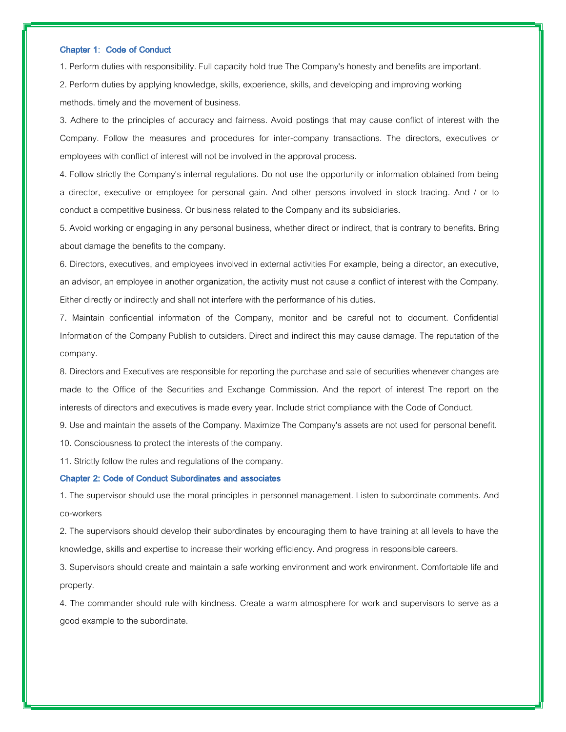## Chapter 1: Code of Conduct

1. Perform duties with responsibility. Full capacity hold true The Company's honesty and benefits are important.
2. Perform duties by applying knowledge, skills, experience, skills, and developing and improving working methods. timely and the movement of business.
3. Adhere to the principles of accuracy and fairness. Avoid postings that may cause conflict of interest with the Company. Follow the measures and procedures for inter-company transactions. The directors, executives or employees with conflict of interest will not be involved in the approval process.
4. Follow strictly the Company's internal regulations. Do not use the opportunity or information obtained from being a director, executive or employee for personal gain. And other persons involved in stock trading. And / or to conduct a competitive business. Or business related to the Company and its subsidiaries.
5. Avoid working or engaging in any personal business, whether direct or indirect, that is contrary to benefits. Bring about damage the benefits to the company.
6. Directors, executives, and employees involved in external activities For example, being a director, an executive, an advisor, an employee in another organization, the activity must not cause a conflict of interest with the Company. Either directly or indirectly and shall not interfere with the performance of his duties.
7. Maintain confidential information of the Company, monitor and be careful not to document. Confidential Information of the Company Publish to outsiders. Direct and indirect this may cause damage. The reputation of the company.
8. Directors and Executives are responsible for reporting the purchase and sale of securities whenever changes are made to the Office of the Securities and Exchange Commission. And the report of interest The report on the interests of directors and executives is made every year. Include strict compliance with the Code of Conduct.
9. Use and maintain the assets of the Company. Maximize The Company's assets are not used for personal benefit.
10. Consciousness to protect the interests of the company.
11. Strictly follow the rules and regulations of the company.

## Chapter 2: Code of Conduct Subordinates and associates

1. The supervisor should use the moral principles in personnel management. Listen to subordinate comments. And co-workers
2. The supervisors should develop their subordinates by encouraging them to have training at all levels to have the knowledge, skills and expertise to increase their working efficiency. And progress in responsible careers.
3. Supervisors should create and maintain a safe working environment and work environment. Comfortable life and property.
4. The commander should rule with kindness. Create a warm atmosphere for work and supervisors to serve as a good example to the subordinate.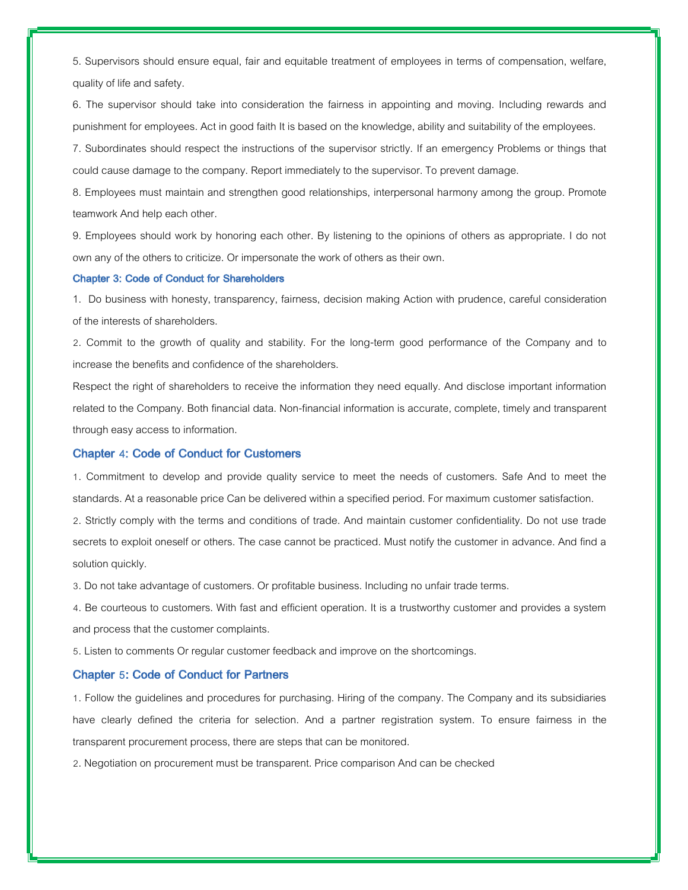5. Supervisors should ensure equal, fair and equitable treatment of employees in terms of compensation, welfare, quality of life and safety.

6. The supervisor should take into consideration the fairness in appointing and moving. Including rewards and punishment for employees. Act in good faith It is based on the knowledge, ability and suitability of the employees.

7. Subordinates should respect the instructions of the supervisor strictly. If an emergency Problems or things that could cause damage to the company. Report immediately to the supervisor. To prevent damage.

8. Employees must maintain and strengthen good relationships, interpersonal harmony among the group. Promote teamwork And help each other.

9. Employees should work by honoring each other. By listening to the opinions of others as appropriate. I do not own any of the others to criticize. Or impersonate the work of others as their own.

### Chapter 3: Code of Conduct for Shareholders

1. Do business with honesty, transparency, fairness, decision making Action with prudence, careful consideration of the interests of shareholders.

2. Commit to the growth of quality and stability. For the long-term good performance of the Company and to increase the benefits and confidence of the shareholders.

Respect the right of shareholders to receive the information they need equally. And disclose important information related to the Company. Both financial data. Non-financial information is accurate, complete, timely and transparent through easy access to information.

### Chapter 4: Code of Conduct for Customers

1. Commitment to develop and provide quality service to meet the needs of customers. Safe And to meet the standards. At a reasonable price Can be delivered within a specified period. For maximum customer satisfaction.

2. Strictly comply with the terms and conditions of trade. And maintain customer confidentiality. Do not use trade secrets to exploit oneself or others. The case cannot be practiced. Must notify the customer in advance. And find a solution quickly.

3. Do not take advantage of customers. Or profitable business. Including no unfair trade terms.

4. Be courteous to customers. With fast and efficient operation. It is a trustworthy customer and provides a system and process that the customer complaints.

5. Listen to comments Or regular customer feedback and improve on the shortcomings.

### Chapter 5: Code of Conduct for Partners

1. Follow the guidelines and procedures for purchasing. Hiring of the company. The Company and its subsidiaries have clearly defined the criteria for selection. And a partner registration system. To ensure fairness in the transparent procurement process, there are steps that can be monitored.

2. Negotiation on procurement must be transparent. Price comparison And can be checked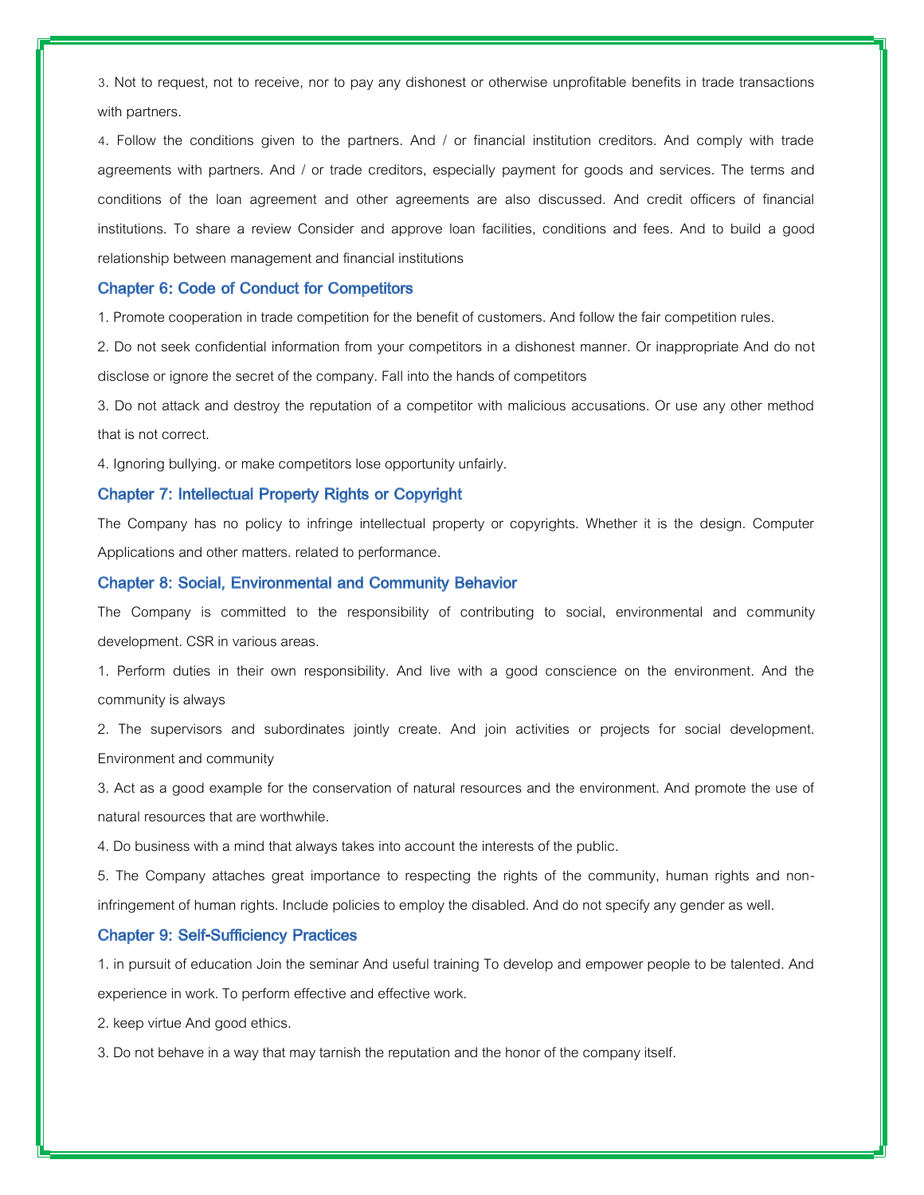3. Not to request, not to receive, nor to pay any dishonest or otherwise unprofitable benefits in trade transactions with partners.

4. Follow the conditions given to the partners. And / or financial institution creditors. And comply with trade agreements with partners. And / or trade creditors, especially payment for goods and services. The terms and conditions of the loan agreement and other agreements are also discussed. And credit officers of financial institutions. To share a review Consider and approve loan facilities, conditions and fees. And to build a good relationship between management and financial institutions

### Chapter 6: Code of Conduct for Competitors

1. Promote cooperation in trade competition for the benefit of customers. And follow the fair competition rules.

2. Do not seek confidential information from your competitors in a dishonest manner. Or inappropriate And do not disclose or ignore the secret of the company. Fall into the hands of competitors

3. Do not attack and destroy the reputation of a competitor with malicious accusations. Or use any other method that is not correct.

4. Ignoring bullying. or make competitors lose opportunity unfairly.

### Chapter 7: Intellectual Property Rights or Copyright

The Company has no policy to infringe intellectual property or copyrights. Whether it is the design. Computer Applications and other matters. related to performance.

### Chapter 8: Social, Environmental and Community Behavior

The Company is committed to the responsibility of contributing to social, environmental and community development. CSR in various areas.

1. Perform duties in their own responsibility. And live with a good conscience on the environment. And the community is always

2. The supervisors and subordinates jointly create. And join activities or projects for social development. Environment and community

3. Act as a good example for the conservation of natural resources and the environment. And promote the use of natural resources that are worthwhile.

4. Do business with a mind that always takes into account the interests of the public.

5. The Company attaches great importance to respecting the rights of the community, human rights and non-infringement of human rights. Include policies to employ the disabled. And do not specify any gender as well.

### Chapter 9: Self-Sufficiency Practices

1. in pursuit of education Join the seminar And useful training To develop and empower people to be talented. And experience in work. To perform effective and effective work.

2. keep virtue And good ethics.

3. Do not behave in a way that may tarnish the reputation and the honor of the company itself.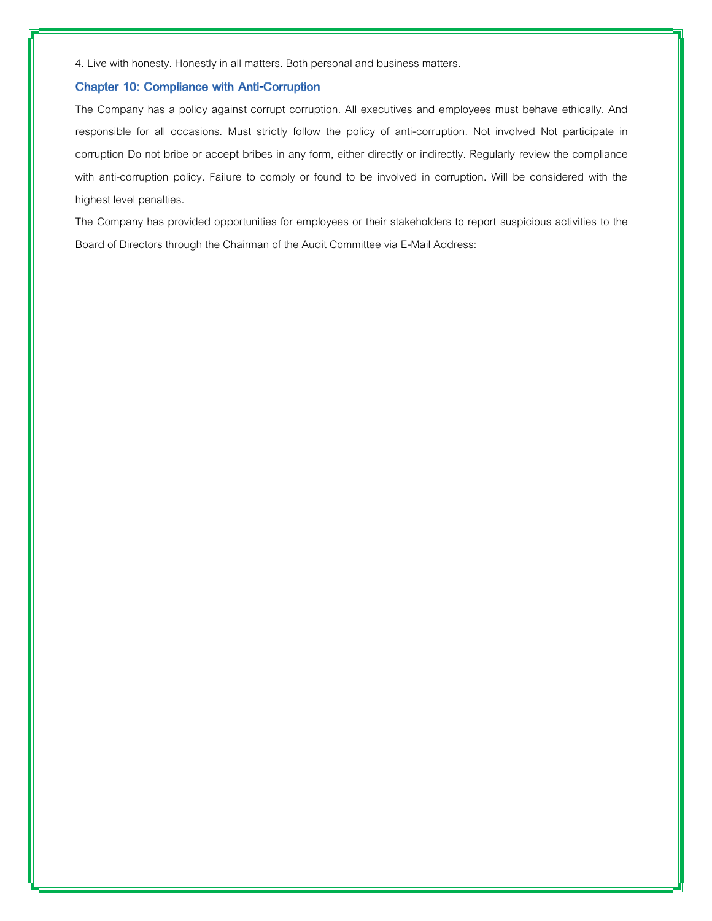4. Live with honesty. Honestly in all matters. Both personal and business matters.

## Chapter 10: Compliance with Anti-Corruption

The Company has a policy against corrupt corruption. All executives and employees must behave ethically. And responsible for all occasions. Must strictly follow the policy of anti-corruption. Not involved Not participate in corruption Do not bribe or accept bribes in any form, either directly or indirectly. Regularly review the compliance with anti-corruption policy. Failure to comply or found to be involved in corruption. Will be considered with the highest level penalties.

The Company has provided opportunities for employees or their stakeholders to report suspicious activities to the Board of Directors through the Chairman of the Audit Committee via E-Mail Address: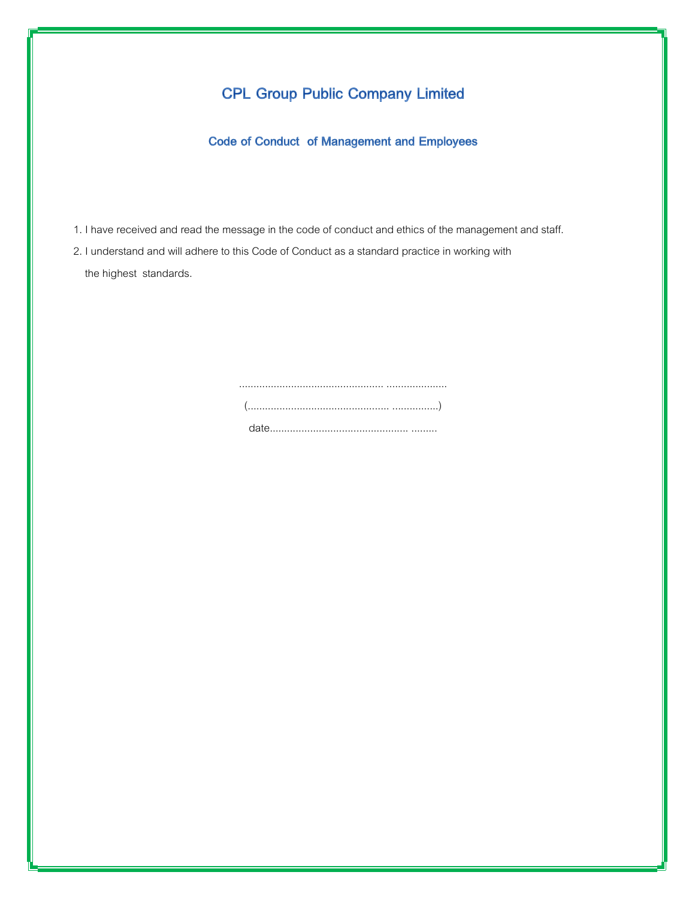# CPL Group Public Company Limited

## Code of Conduct of Management and Employees

1. I have received and read the message in the code of conduct and ethics of the management and staff.
2. I understand and will adhere to this Code of Conduct as a standard practice in working with the highest standards.

.................................................... .....................

(................................................. ................)

date................................................ .........